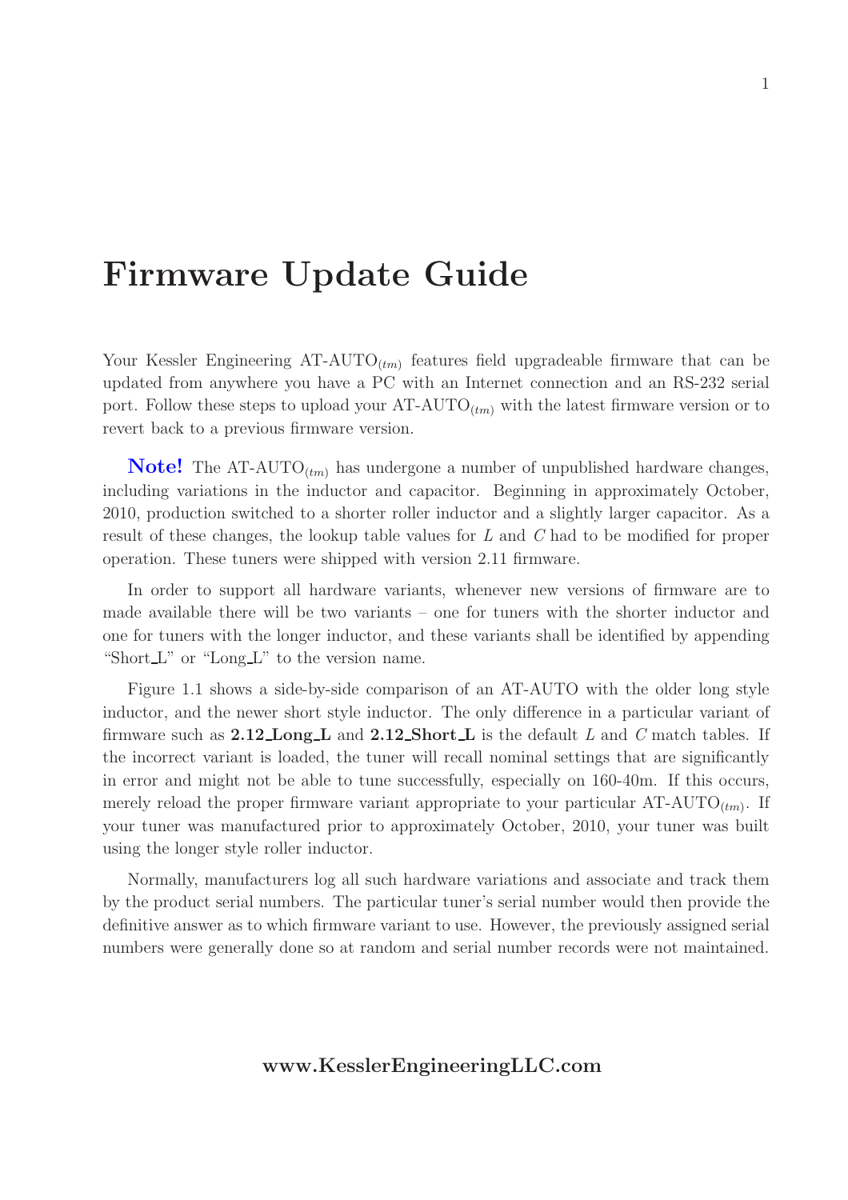# Firmware Update Guide

Your Kessler Engineering AT-AUTO$_{(tm)}$ features field upgradeable firmware that can be updated from anywhere you have a PC with an Internet connection and an RS-232 serial port. Follow these steps to upload your AT-AUTO$_{(tm)}$ with the latest firmware version or to revert back to a previous firmware version.

**Note!** The AT-AUTO$_{(tm)}$ has undergone a number of unpublished hardware changes, including variations in the inductor and capacitor. Beginning in approximately October, 2010, production switched to a shorter roller inductor and a slightly larger capacitor. As a result of these changes, the lookup table values for $L$ and $C$ had to be modified for proper operation. These tuners were shipped with version 2.11 firmware.

In order to support all hardware variants, whenever new versions of firmware are to made available there will be two variants – one for tuners with the shorter inductor and one for tuners with the longer inductor, and these variants shall be identified by appending "Short_L" or "Long_L" to the version name.

Figure 1.1 shows a side-by-side comparison of an AT-AUTO with the older long style inductor, and the newer short style inductor. The only difference in a particular variant of firmware such as **2.12_Long_L** and **2.12_Short_L** is the default $L$ and $C$ match tables. If the incorrect variant is loaded, the tuner will recall nominal settings that are significantly in error and might not be able to tune successfully, especially on 160-40m. If this occurs, merely reload the proper firmware variant appropriate to your particular AT-AUTO$_{(tm)}$. If your tuner was manufactured prior to approximately October, 2010, your tuner was built using the longer style roller inductor.

Normally, manufacturers log all such hardware variations and associate and track them by the product serial numbers. The particular tuner's serial number would then provide the definitive answer as to which firmware variant to use. However, the previously assigned serial numbers were generally done so at random and serial number records were not maintained.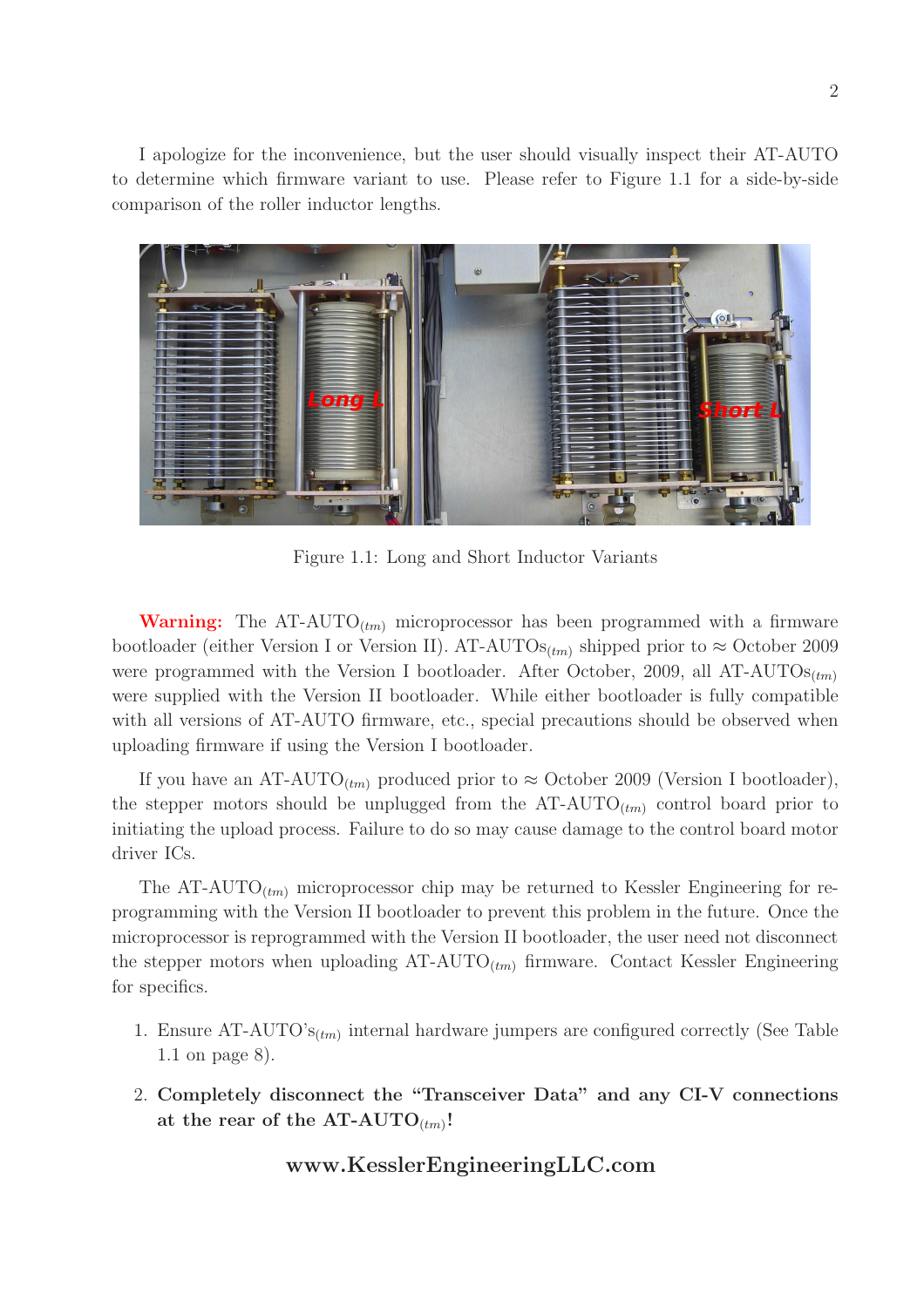I apologize for the inconvenience, but the user should visually inspect their AT-AUTO to determine which firmware variant to use. Please refer to Figure 1.1 for a side-by-side comparison of the roller inductor lengths.

Figure 1.1: Long and Short Inductor Variants

**Warning:** The AT-AUTO$_{(tm)}$ microprocessor has been programmed with a firmware bootloader (either Version I or Version II). AT-AUTOs$_{(tm)}$ shipped prior to ≈ October 2009 were programmed with the Version I bootloader. After October, 2009, all AT-AUTOs$_{(tm)}$ were supplied with the Version II bootloader. While either bootloader is fully compatible with all versions of AT-AUTO firmware, etc., special precautions should be observed when uploading firmware if using the Version I bootloader.

If you have an AT-AUTO$_{(tm)}$ produced prior to ≈ October 2009 (Version I bootloader), the stepper motors should be unplugged from the AT-AUTO$_{(tm)}$ control board prior to initiating the upload process. Failure to do so may cause damage to the control board motor driver ICs.

The AT-AUTO$_{(tm)}$ microprocessor chip may be returned to Kessler Engineering for re-programming with the Version II bootloader to prevent this problem in the future. Once the microprocessor is reprogrammed with the Version II bootloader, the user need not disconnect the stepper motors when uploading AT-AUTO$_{(tm)}$ firmware. Contact Kessler Engineering for specifics.

1. Ensure AT-AUTO's$_{(tm)}$ internal hardware jumpers are configured correctly (See Table 1.1 on page 8).
2. **Completely disconnect the "Transceiver Data" and any CI-V connections at the rear of the AT-AUTO$_{(tm)}$!**

**www.KesslerEngineeringLLC.com**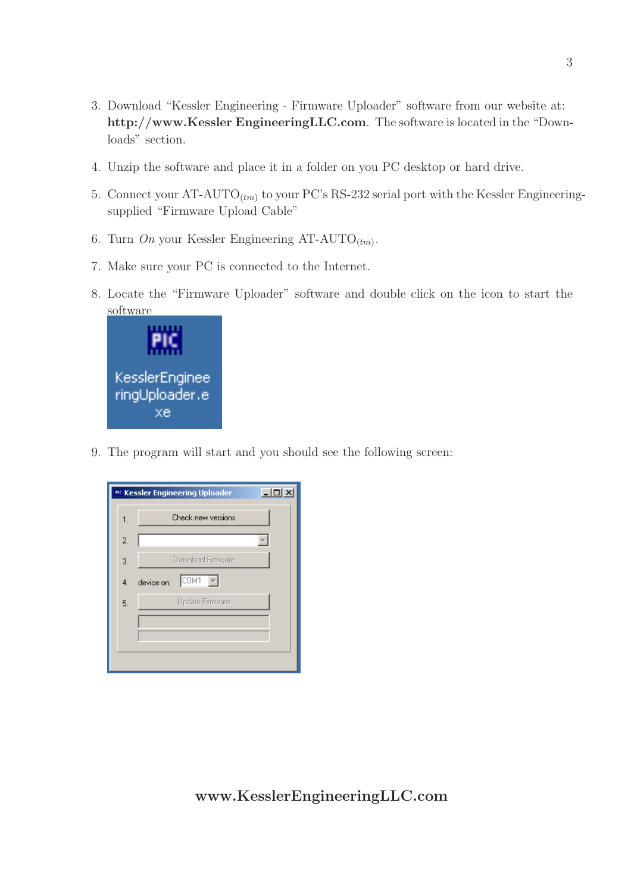3. Download “Kessler Engineering - Firmware Uploader” software from our website at: **http://www.Kessler EngineeringLLC.com**. The software is located in the “Downloads” section.

4. Unzip the software and place it in a folder on you PC desktop or hard drive.

5. Connect your AT-AUTO$_{(tm)}$ to your PC’s RS-232 serial port with the Kessler Engineering-supplied “Firmware Upload Cable”

6. Turn *On* your Kessler Engineering AT-AUTO$_{(tm)}$.

7. Make sure your PC is connected to the Internet.

8. Locate the “Firmware Uploader” software and double click on the icon to start the software

9. The program will start and you should see the following screen:

**www.KesslerEngineeringLLC.com**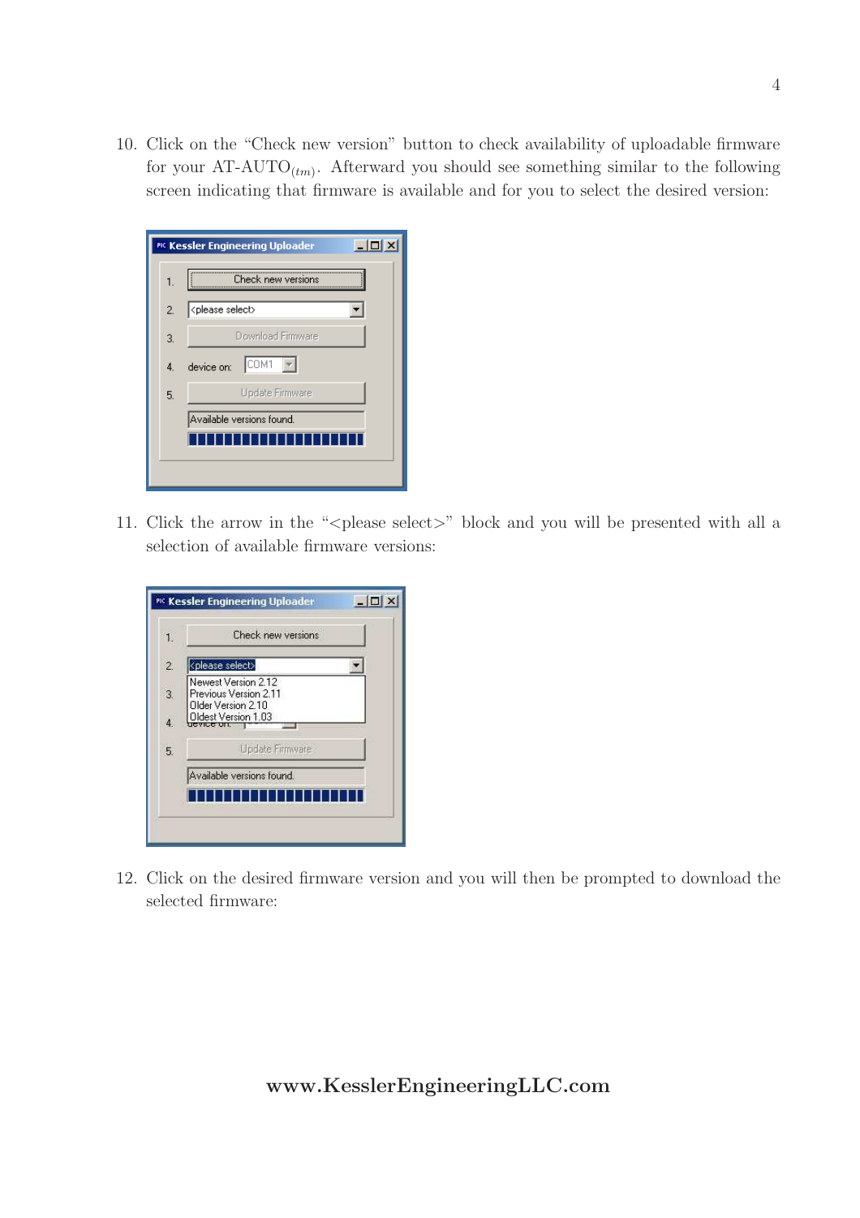10. Click on the "Check new version" button to check availability of uploadable firmware for your AT-AUTO$_{(tm)}$. Afterward you should see something similar to the following screen indicating that firmware is available and for you to select the desired version:

11. Click the arrow in the "<please select>" block and you will be presented with all a selection of available firmware versions:

12. Click on the desired firmware version and you will then be prompted to download the selected firmware: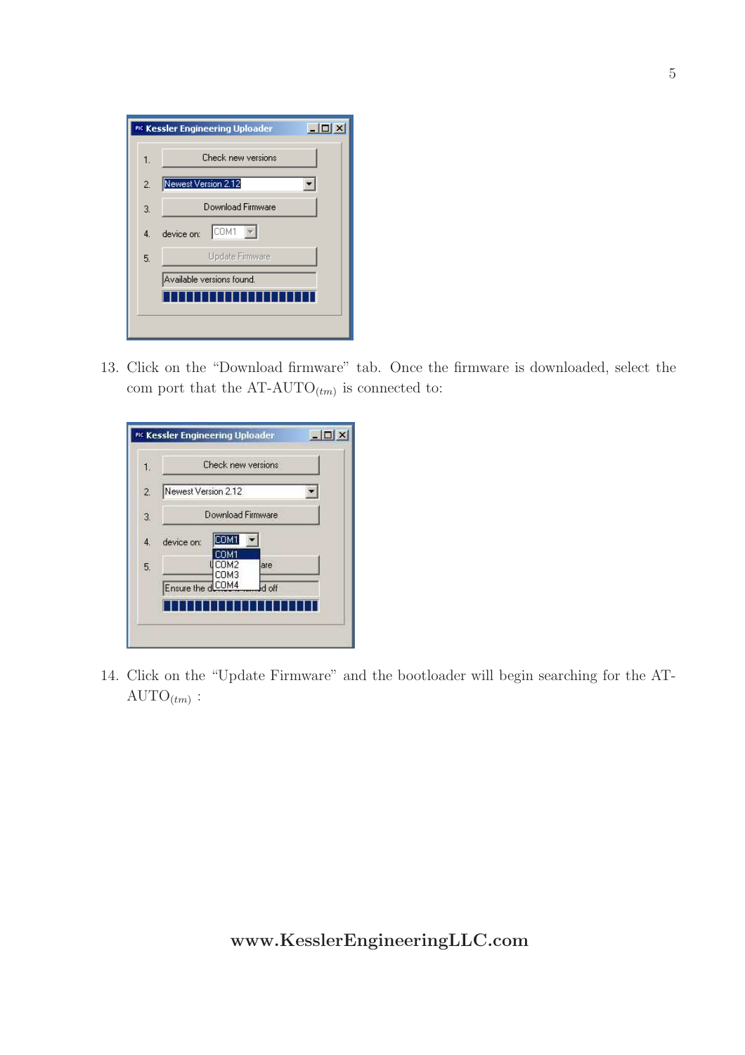13. Click on the "Download firmware" tab. Once the firmware is downloaded, select the com port that the AT-AUTO$_{(tm)}$ is connected to:

14. Click on the "Update Firmware" and the bootloader will begin searching for the AT-AUTO$_{(tm)}$ :

**www.KesslerEngineeringLLC.com**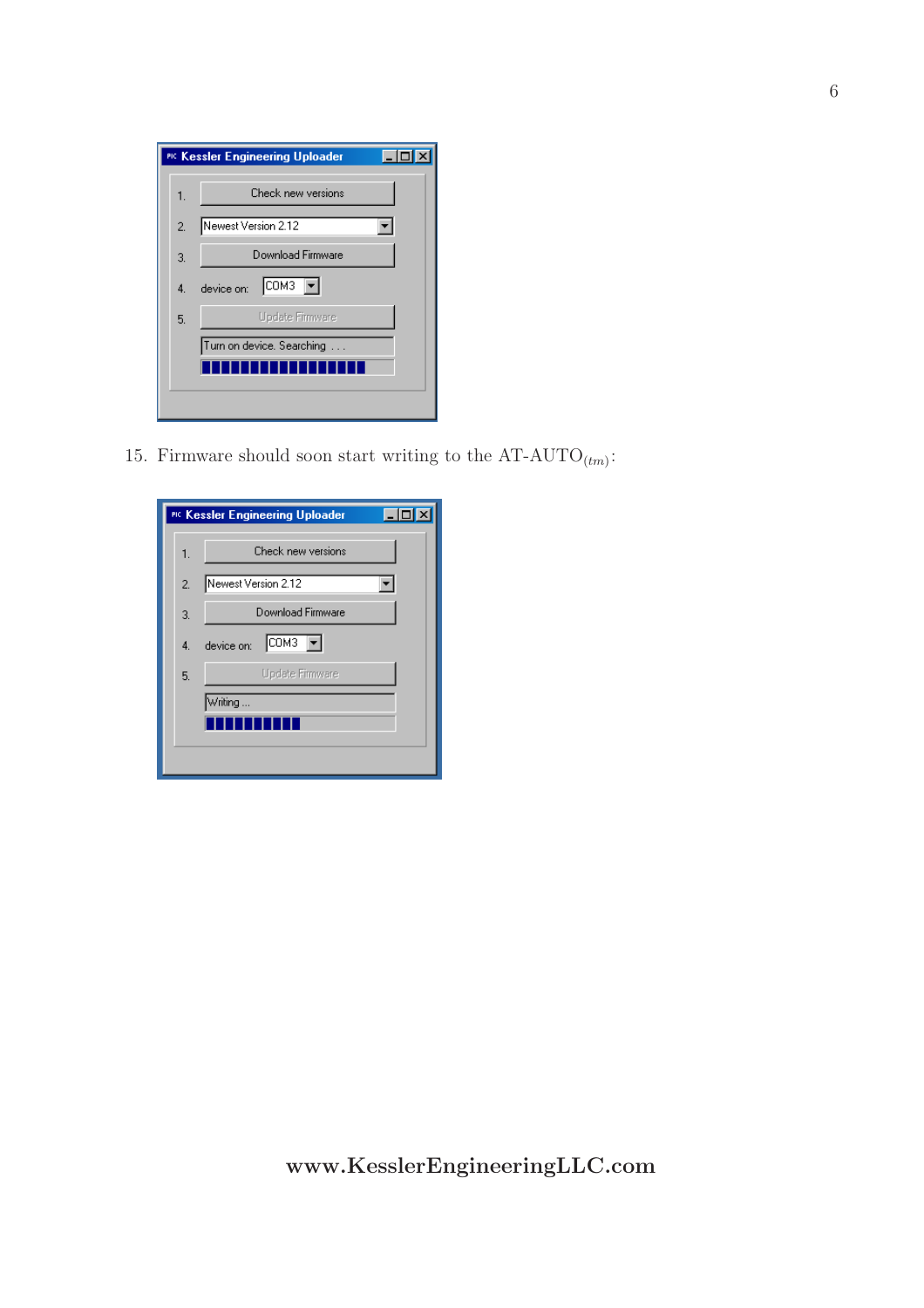15. Firmware should soon start writing to the AT-AUTO$_{(tm)}$: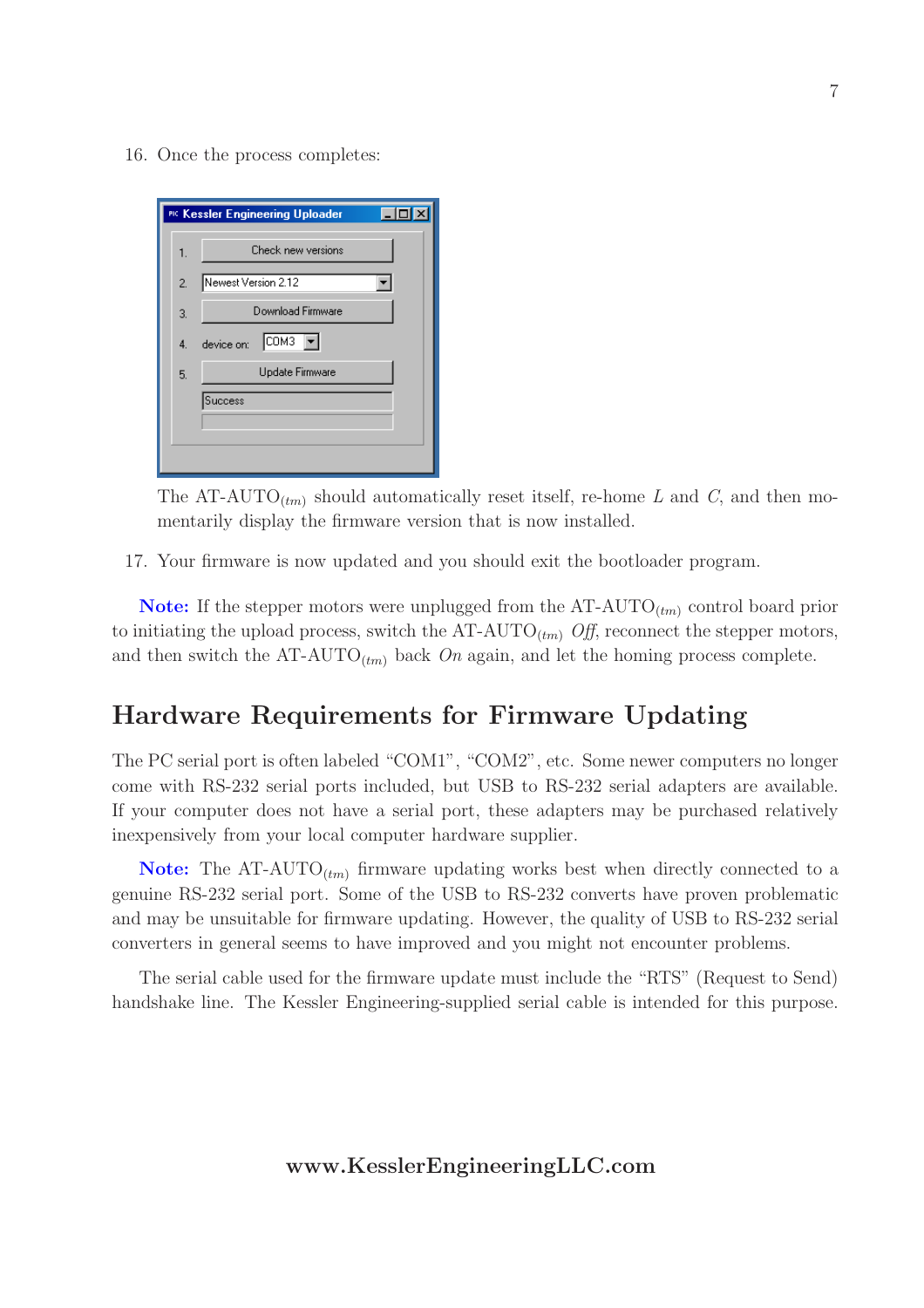16. Once the process completes:

    The AT-AUTO$_{(tm)}$ should automatically reset itself, re-home $L$ and $C$, and then momentarily display the firmware version that is now installed.

17. Your firmware is now updated and you should exit the bootloader program.

**Note:** If the stepper motors were unplugged from the AT-AUTO$_{(tm)}$ control board prior to initiating the upload process, switch the AT-AUTO$_{(tm)}$ *Off*, reconnect the stepper motors, and then switch the AT-AUTO$_{(tm)}$ back *On* again, and let the homing process complete.

## Hardware Requirements for Firmware Updating

The PC serial port is often labeled "COM1", "COM2", etc. Some newer computers no longer come with RS-232 serial ports included, but USB to RS-232 serial adapters are available. If your computer does not have a serial port, these adapters may be purchased relatively inexpensively from your local computer hardware supplier.

**Note:** The AT-AUTO$_{(tm)}$ firmware updating works best when directly connected to a genuine RS-232 serial port. Some of the USB to RS-232 converts have proven problematic and may be unsuitable for firmware updating. However, the quality of USB to RS-232 serial converters in general seems to have improved and you might not encounter problems.

The serial cable used for the firmware update must include the "RTS" (Request to Send) handshake line. The Kessler Engineering-supplied serial cable is intended for this purpose.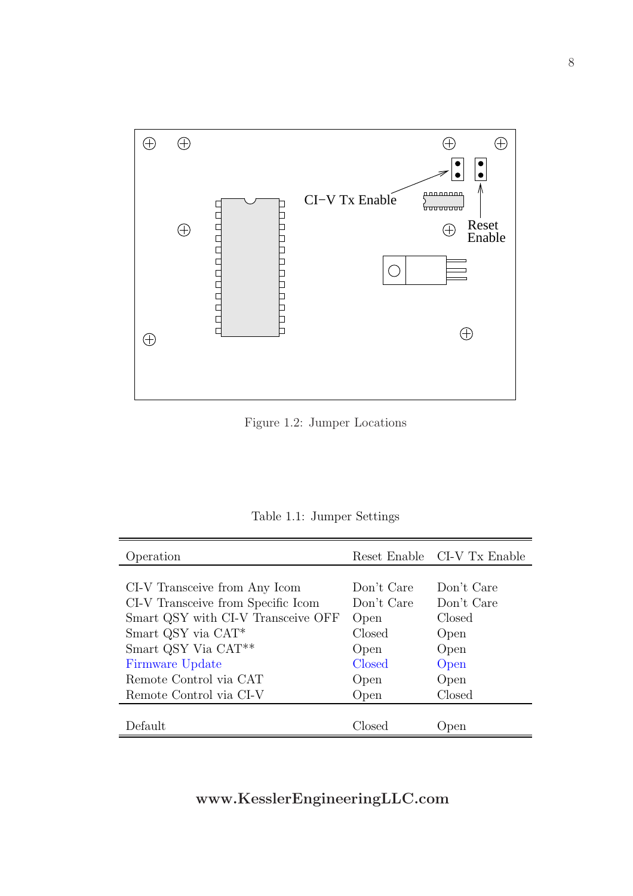CI−V Tx Enable

Reset Enable

Figure 1.2: Jumper Locations

Table 1.1: Jumper Settings

| Operation | Reset Enable | CI-V Tx Enable |
|---|---|---|
| CI-V Transceive from Any Icom | Don't Care | Don't Care |
| CI-V Transceive from Specific Icom | Don't Care | Don't Care |
| Smart QSY with CI-V Transceive OFF | Open | Closed |
| Smart QSY via CAT* | Closed | Open |
| Smart QSY Via CAT** | Open | Open |
| Firmware Update | Closed | Open |
| Remote Control via CAT | Open | Open |
| Remote Control via CI-V | Open | Closed |
| Default | Closed | Open |

**www.KesslerEngineeringLLC.com**